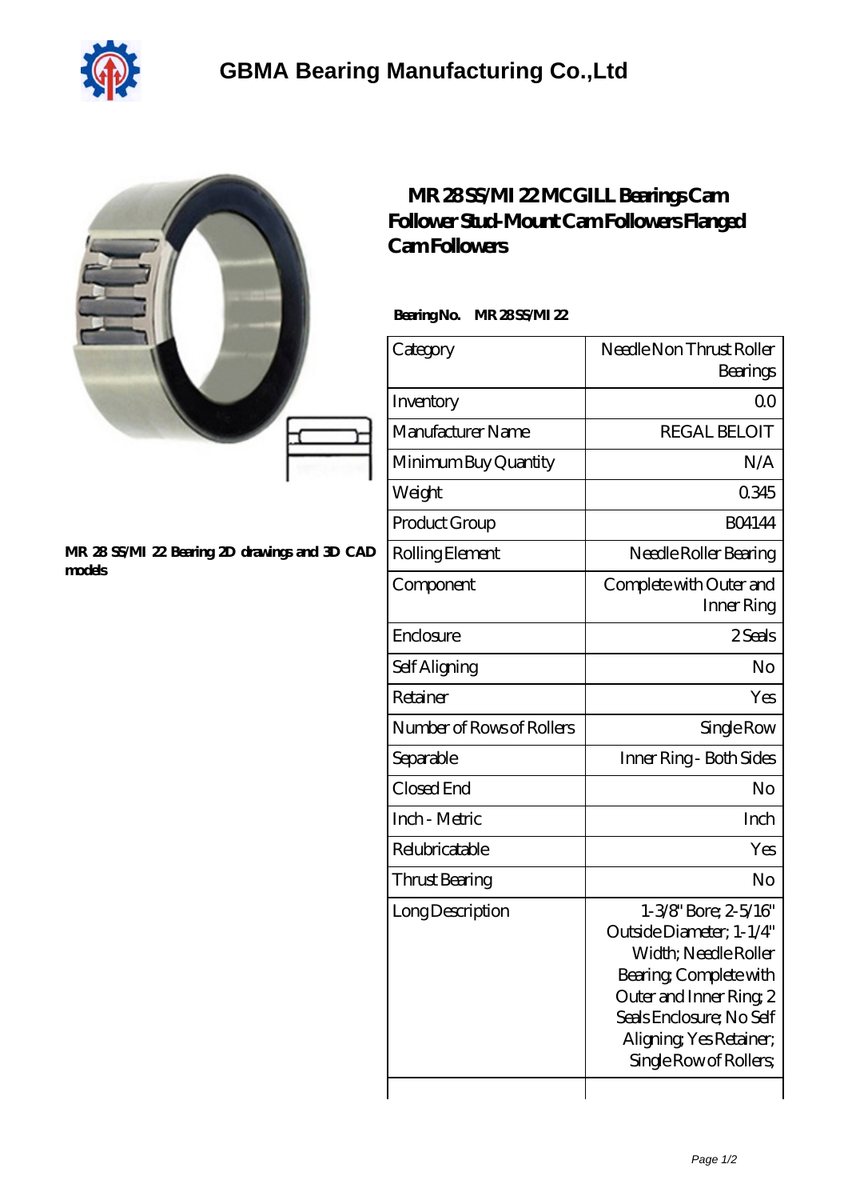# GBMA Bearing Manufacturing Co.,Ltd

MR 28 SS/MI 22 Bearing 2D drawings and 3D CAD models

## MR 28 SS/MI 22 MCGILL Bearings Cam Follower Stud-Mount Cam Followers Flanged Cam Followers

**Bearing No.** MR 28 SS/MI 22

| Category | Needle Non Thrust Roller Bearings |
|---|---|
| Inventory | 0.0 |
| Manufacturer Name | REGAL BELOIT |
| Minimum Buy Quantity | N/A |
| Weight | 0.345 |
| Product Group | B04144 |
| Rolling Element | Needle Roller Bearing |
| Component | Complete with Outer and Inner Ring |
| Enclosure | 2 Seals |
| Self Aligning | No |
| Retainer | Yes |
| Number of Rows of Rollers | Single Row |
| Separable | Inner Ring - Both Sides |
| Closed End | No |
| Inch - Metric | Inch |
| Relubricatable | Yes |
| Thrust Bearing | No |
| Long Description | 1-3/8" Bore; 2-5/16" Outside Diameter; 1-1/4" Width; Needle Roller Bearing; Complete with Outer and Inner Ring; 2 Seals Enclosure; No Self Aligning; Yes Retainer; Single Row of Rollers; |
| | |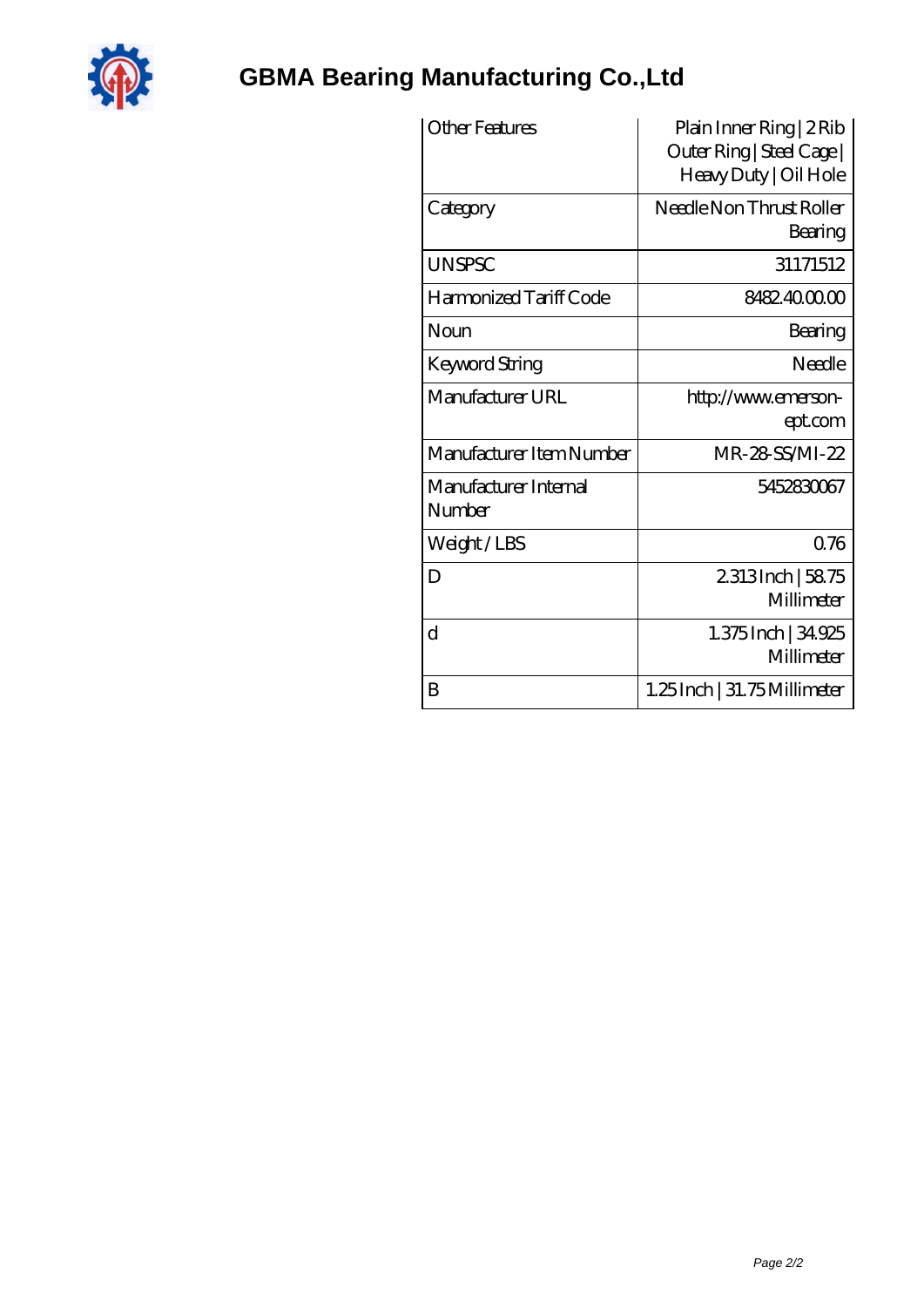# GBMA Bearing Manufacturing Co.,Ltd

| | |
|---|---|
| Other Features | Plain Inner Ring \| 2 Rib Outer Ring \| Steel Cage \| Heavy Duty \| Oil Hole |
| Category | Needle Non Thrust Roller Bearing |
| UNSPSC | 31171512 |
| Harmonized Tariff Code | 8482.40.00.00 |
| Noun | Bearing |
| Keyword String | Needle |
| Manufacturer URL | http://www.emerson-ept.com |
| Manufacturer Item Number | MR-28-SS/MI-22 |
| Manufacturer Internal Number | 5452830067 |
| Weight / LBS | 0.76 |
| D | 2.313 Inch \| 58.75 Millimeter |
| d | 1.375 Inch \| 34.925 Millimeter |
| B | 1.25 Inch \| 31.75 Millimeter |